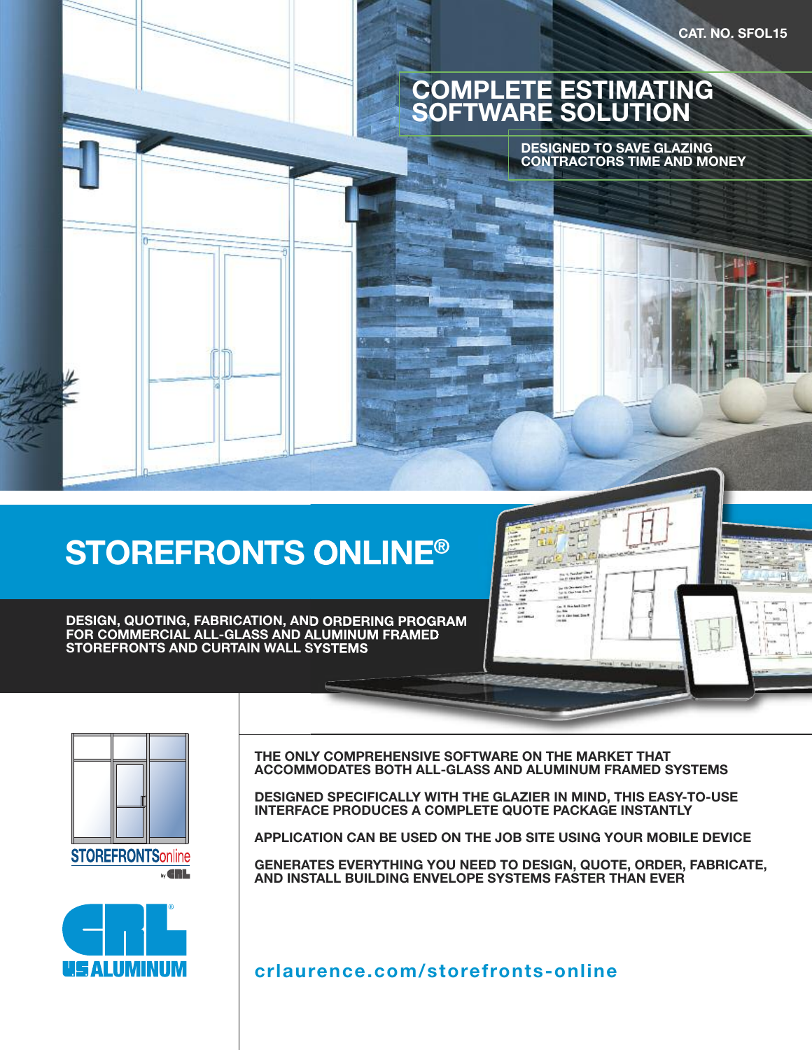CAT. NO. SFOL15

# COMPLETE ESTIMATING SOFTWARE SOLUTION

DESIGNED TO SAVE GLAZING CONTRACTORS TIME AND MONEY

# STOREFRONTS ONLINE®

## DESIGN, QUOTING, FABRICATION, AND ORDERING PROGRAM FOR COMMERCIAL ALL-GLASS AND ALUMINUM FRAMED STOREFRONTS AND CURTAIN WALL SYSTEMS

STOREFRONTSonline by CRL

CRL® US ALUMINUM

**THE ONLY COMPREHENSIVE SOFTWARE ON THE MARKET THAT ACCOMMODATES BOTH ALL-GLASS AND ALUMINUM FRAMED SYSTEMS**

**DESIGNED SPECIFICALLY WITH THE GLAZIER IN MIND, THIS EASY-TO-USE INTERFACE PRODUCES A COMPLETE QUOTE PACKAGE INSTANTLY**

**APPLICATION CAN BE USED ON THE JOB SITE USING YOUR MOBILE DEVICE**

**GENERATES EVERYTHING YOU NEED TO DESIGN, QUOTE, ORDER, FABRICATE, AND INSTALL BUILDING ENVELOPE SYSTEMS FASTER THAN EVER**

crlaurence.com/storefronts-online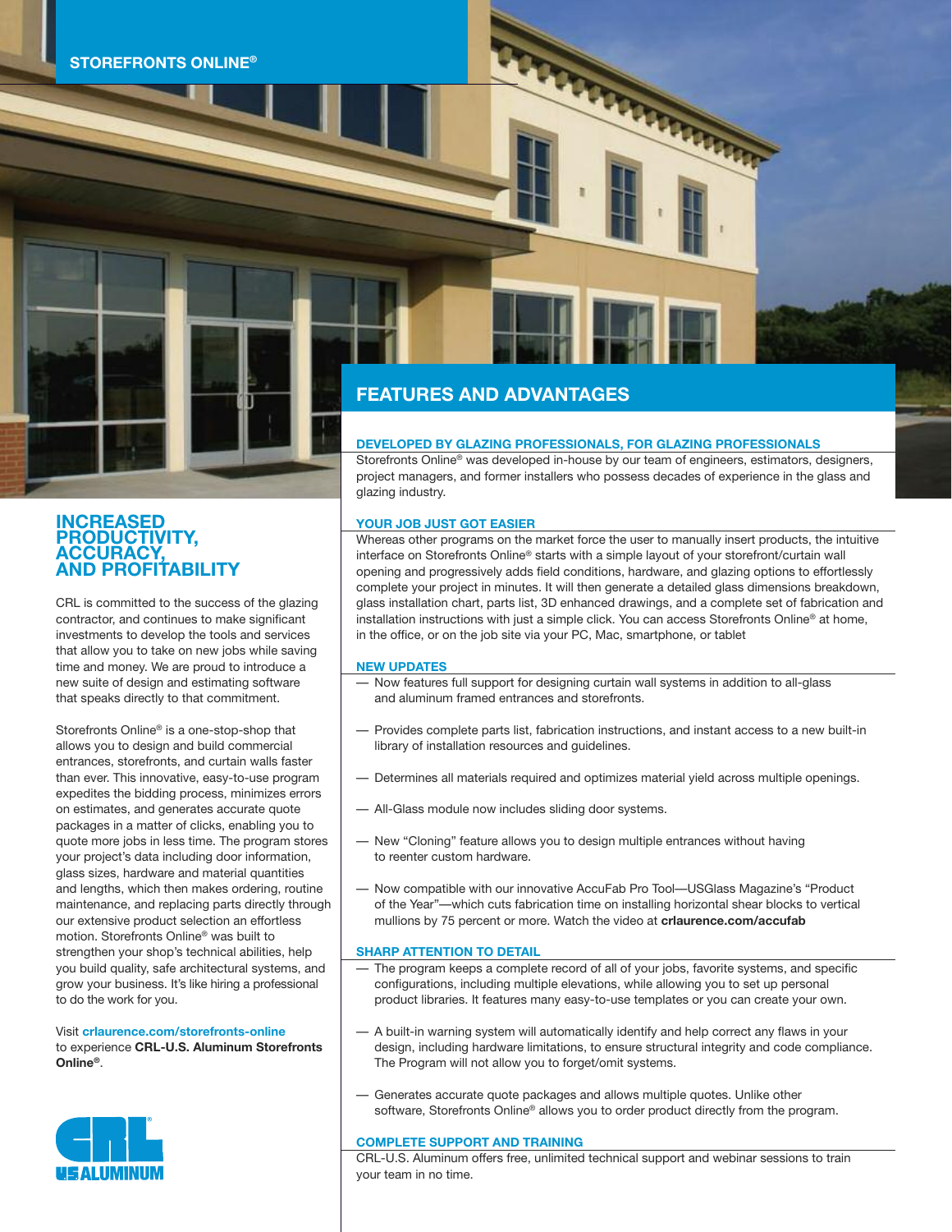STOREFRONTS ONLINE®

# INCREASED PRODUCTIVITY, ACCURACY, AND PROFITABILITY

CRL is committed to the success of the glazing contractor, and continues to make significant investments to develop the tools and services that allow you to take on new jobs while saving time and money. We are proud to introduce a new suite of design and estimating software that speaks directly to that commitment.

Storefronts Online® is a one-stop-shop that allows you to design and build commercial entrances, storefronts, and curtain walls faster than ever. This innovative, easy-to-use program expedites the bidding process, minimizes errors on estimates, and generates accurate quote packages in a matter of clicks, enabling you to quote more jobs in less time. The program stores your project's data including door information, glass sizes, hardware and material quantities and lengths, which then makes ordering, routine maintenance, and replacing parts directly through our extensive product selection an effortless motion. Storefronts Online® was built to strengthen your shop's technical abilities, help you build quality, safe architectural systems, and grow your business. It's like hiring a professional to do the work for you.

Visit **crlaurence.com/storefronts-online** to experience **CRL-U.S. Aluminum Storefronts Online®**.

CRL U.S. ALUMINUM

## FEATURES AND ADVANTAGES

### DEVELOPED BY GLAZING PROFESSIONALS, FOR GLAZING PROFESSIONALS

Storefronts Online® was developed in-house by our team of engineers, estimators, designers, project managers, and former installers who possess decades of experience in the glass and glazing industry.

### YOUR JOB JUST GOT EASIER

Whereas other programs on the market force the user to manually insert products, the intuitive interface on Storefronts Online® starts with a simple layout of your storefront/curtain wall opening and progressively adds field conditions, hardware, and glazing options to effortlessly complete your project in minutes. It will then generate a detailed glass dimensions breakdown, glass installation chart, parts list, 3D enhanced drawings, and a complete set of fabrication and installation instructions with just a simple click. You can access Storefronts Online® at home, in the office, or on the job site via your PC, Mac, smartphone, or tablet

### NEW UPDATES

— Now features full support for designing curtain wall systems in addition to all-glass and aluminum framed entrances and storefronts.

— Provides complete parts list, fabrication instructions, and instant access to a new built-in library of installation resources and guidelines.

— Determines all materials required and optimizes material yield across multiple openings.

— All-Glass module now includes sliding door systems.

— New "Cloning" feature allows you to design multiple entrances without having to reenter custom hardware.

— Now compatible with our innovative AccuFab Pro Tool—USGlass Magazine's "Product of the Year"—which cuts fabrication time on installing horizontal shear blocks to vertical mullions by 75 percent or more. Watch the video at **crlaurence.com/accufab**

### SHARP ATTENTION TO DETAIL

— The program keeps a complete record of all of your jobs, favorite systems, and specific configurations, including multiple elevations, while allowing you to set up personal product libraries. It features many easy-to-use templates or you can create your own.

— A built-in warning system will automatically identify and help correct any flaws in your design, including hardware limitations, to ensure structural integrity and code compliance. The Program will not allow you to forget/omit systems.

— Generates accurate quote packages and allows multiple quotes. Unlike other software, Storefronts Online® allows you to order product directly from the program.

### COMPLETE SUPPORT AND TRAINING

CRL-U.S. Aluminum offers free, unlimited technical support and webinar sessions to train your team in no time.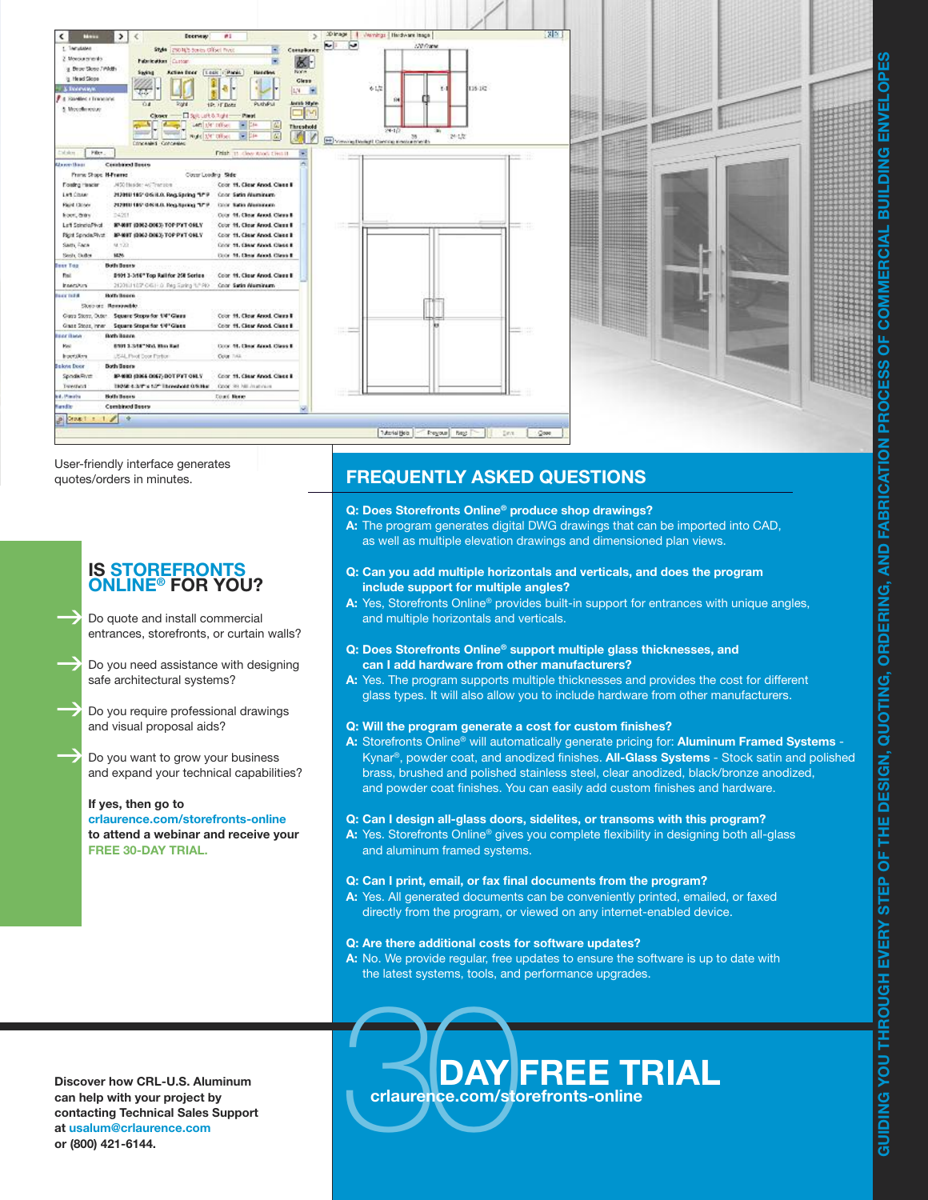User-friendly interface generates quotes/orders in minutes.

## IS STOREFRONTS ONLINE® FOR YOU?

- Do quote and install commercial entrances, storefronts, or curtain walls?
- Do you need assistance with designing safe architectural systems?
- Do you require professional drawings and visual proposal aids?
- Do you want to grow your business and expand your technical capabilities?

**If yes, then go to crlaurence.com/storefronts-online to attend a webinar and receive your FREE 30-DAY TRIAL.**

## FREQUENTLY ASKED QUESTIONS

**Q: Does Storefronts Online® produce shop drawings?**
**A:** The program generates digital DWG drawings that can be imported into CAD, as well as multiple elevation drawings and dimensioned plan views.

**Q: Can you add multiple horizontals and verticals, and does the program include support for multiple angles?**
**A:** Yes, Storefronts Online® provides built-in support for entrances with unique angles, and multiple horizontals and verticals.

**Q: Does Storefronts Online® support multiple glass thicknesses, and can I add hardware from other manufacturers?**
**A:** Yes. The program supports multiple thicknesses and provides the cost for different glass types. It will also allow you to include hardware from other manufacturers.

**Q: Will the program generate a cost for custom finishes?**
**A:** Storefronts Online® will automatically generate pricing for: **Aluminum Framed Systems** - Kynar®, powder coat, and anodized finishes. **All-Glass Systems** - Stock satin and polished brass, brushed and polished stainless steel, clear anodized, black/bronze anodized, and powder coat finishes. You can easily add custom finishes and hardware.

**Q: Can I design all-glass doors, sidelites, or transoms with this program?**
**A:** Yes. Storefronts Online® gives you complete flexibility in designing both all-glass and aluminum framed systems.

**Q: Can I print, email, or fax final documents from the program?**
**A:** Yes. All generated documents can be conveniently printed, emailed, or faxed directly from the program, or viewed on any internet-enabled device.

**Q: Are there additional costs for software updates?**
**A:** No. We provide regular, free updates to ensure the software is up to date with the latest systems, tools, and performance upgrades.

**Discover how CRL-U.S. Aluminum can help with your project by contacting Technical Sales Support at usalum@crlaurence.com or (800) 421-6144.**

# 30 DAY FREE TRIAL

**crlaurence.com/storefronts-online**

GUIDING YOU THROUGH EVERY STEP OF THE DESIGN, QUOTING, ORDERING, AND FABRICATION PROCESS OF COMMERCIAL BUILDING ENVELOPES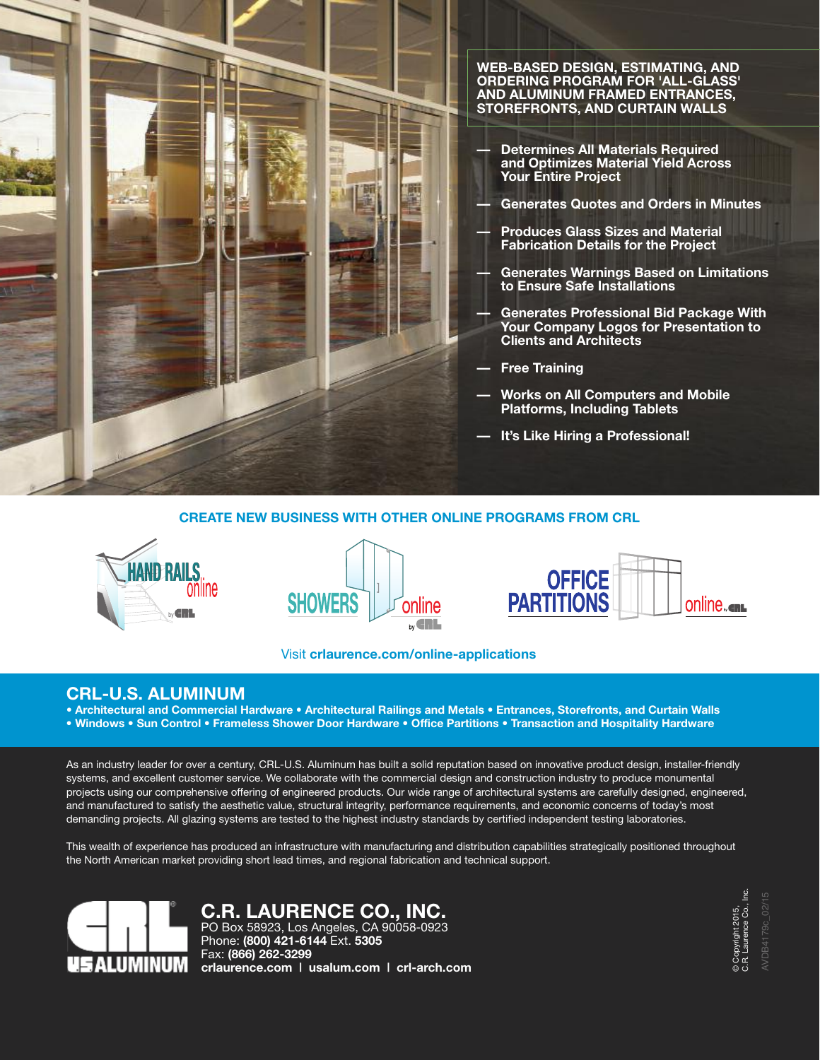## WEB-BASED DESIGN, ESTIMATING, AND ORDERING PROGRAM FOR 'ALL-GLASS' AND ALUMINUM FRAMED ENTRANCES, STOREFRONTS, AND CURTAIN WALLS

- Determines All Materials Required and Optimizes Material Yield Across Your Entire Project
- Generates Quotes and Orders in Minutes
- Produces Glass Sizes and Material Fabrication Details for the Project
- Generates Warnings Based on Limitations to Ensure Safe Installations
- Generates Professional Bid Package With Your Company Logos for Presentation to Clients and Architects
- Free Training
- Works on All Computers and Mobile Platforms, Including Tablets
- It's Like Hiring a Professional!

### CREATE NEW BUSINESS WITH OTHER ONLINE PROGRAMS FROM CRL

HAND RAILS online by CRL

SHOWERS online by CRL

OFFICE PARTITIONS online by CRL

Visit **crlaurence.com/online-applications**

## CRL-U.S. ALUMINUM

**• Architectural and Commercial Hardware • Architectural Railings and Metals • Entrances, Storefronts, and Curtain Walls • Windows • Sun Control • Frameless Shower Door Hardware • Office Partitions • Transaction and Hospitality Hardware**

As an industry leader for over a century, CRL-U.S. Aluminum has built a solid reputation based on innovative product design, installer-friendly systems, and excellent customer service. We collaborate with the commercial design and construction industry to produce monumental projects using our comprehensive offering of engineered products. Our wide range of architectural systems are carefully designed, engineered, and manufactured to satisfy the aesthetic value, structural integrity, performance requirements, and economic concerns of today's most demanding projects. All glazing systems are tested to the highest industry standards by certified independent testing laboratories.

This wealth of experience has produced an infrastructure with manufacturing and distribution capabilities strategically positioned throughout the North American market providing short lead times, and regional fabrication and technical support.

CRL US ALUMINUM

**C.R. LAURENCE CO., INC.**
PO Box 58923, Los Angeles, CA 90058-0923
Phone: **(800) 421-6144** Ext. **5305**
Fax: **(866) 262-3299**
**crlaurence.com | usalum.com | crl-arch.com**

© Copyright 2015, C.R. Laurence Co., Inc.

AVDB4179c_02/15